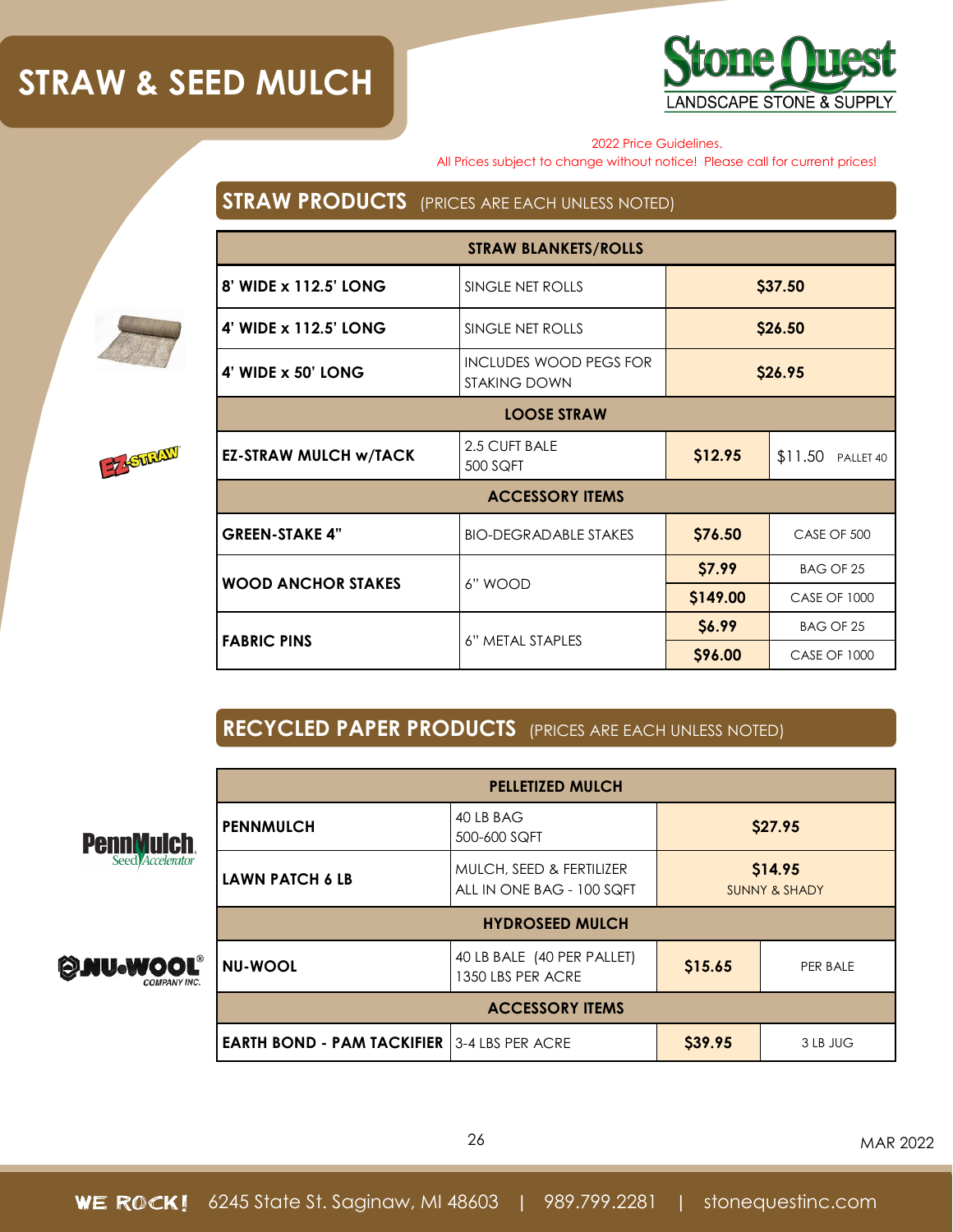# STRAW & SEED MULCH

Stone Quest
LANDSCAPE STONE & SUPPLY

2022 Price Guidelines.
All Prices subject to change without notice! Please call for current prices!

## STRAW PRODUCTS (PRICES ARE EACH UNLESS NOTED)

| STRAW BLANKETS/ROLLS | | | |
|---|---|---|---|
| 8' WIDE x 112.5' LONG | SINGLE NET ROLLS | $37.50 | |
| 4' WIDE x 112.5' LONG | SINGLE NET ROLLS | $26.50 | |
| 4' WIDE x 50' LONG | INCLUDES WOOD PEGS FOR STAKING DOWN | $26.95 | |
| **LOOSE STRAW** | | | |
| EZ-STRAW MULCH w/TACK | 2.5 CUFT BALE 500 SQFT | $12.95 | $11.50 PALLET 40 |
| **ACCESSORY ITEMS** | | | |
| GREEN-STAKE 4" | BIO-DEGRADABLE STAKES | $76.50 | CASE OF 500 |
| WOOD ANCHOR STAKES | 6" WOOD | $7.99 | BAG OF 25 |
| | | $149.00 | CASE OF 1000 |
| FABRIC PINS | 6" METAL STAPLES | $6.99 | BAG OF 25 |
| | | $96.00 | CASE OF 1000 |

## RECYCLED PAPER PRODUCTS (PRICES ARE EACH UNLESS NOTED)

| PELLETIZED MULCH | | | |
|---|---|---|---|
| PENNMULCH | 40 LB BAG 500-600 SQFT | $27.95 | |
| LAWN PATCH 6 LB | MULCH, SEED & FERTILIZER ALL IN ONE BAG - 100 SQFT | $14.95 SUNNY & SHADY | |
| **HYDROSEED MULCH** | | | |
| NU-WOOL | 40 LB BALE (40 PER PALLET) 1350 LBS PER ACRE | $15.65 | PER BALE |
| **ACCESSORY ITEMS** | | | |
| EARTH BOND - PAM TACKIFIER | 3-4 LBS PER ACRE | $39.95 | 3 LB JUG |

MAR 2022

WE ROCK! 6245 State St. Saginaw, MI 48603 | 989.799.2281 | stonequestinc.com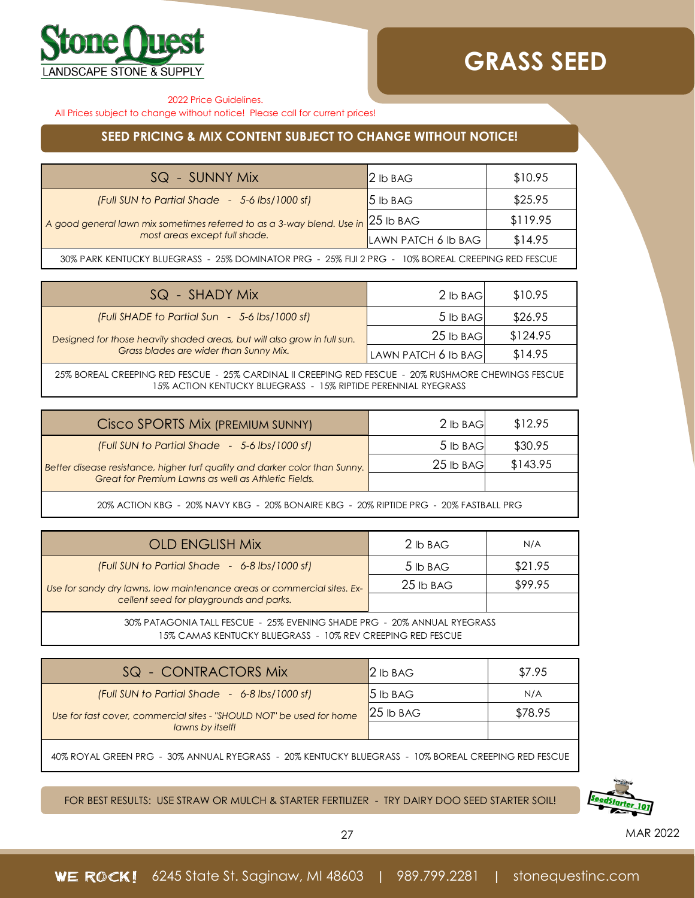Stone Quest
LANDSCAPE STONE & SUPPLY

# GRASS SEED

2022 Price Guidelines.
All Prices subject to change without notice! Please call for current prices!

## SEED PRICING & MIX CONTENT SUBJECT TO CHANGE WITHOUT NOTICE!

| SQ - SUNNY Mix | 2 lb BAG | $10.95 |
|---|---|---|
| *(Full SUN to Partial Shade - 5-6 lbs/1000 sf)* | 5 lb BAG | $25.95 |
| *A good general lawn mix sometimes referred to as a 3-way blend. Use in most areas except full shade.* | 25 lb BAG | $119.95 |
| | LAWN PATCH 6 lb BAG | $14.95 |
| 30% PARK KENTUCKY BLUEGRASS - 25% DOMINATOR PRG - 25% FIJI 2 PRG - 10% BOREAL CREEPING RED FESCUE | | |

| SQ - SHADY Mix | 2 lb BAG | $10.95 |
|---|---|---|
| *(Full SHADE to Partial Sun - 5-6 lbs/1000 sf)* | 5 lb BAG | $26.95 |
| *Designed for those heavily shaded areas, but will also grow in full sun. Grass blades are wider than Sunny Mix.* | 25 lb BAG | $124.95 |
| | LAWN PATCH 6 lb BAG | $14.95 |
| 25% BOREAL CREEPING RED FESCUE - 25% CARDINAL II CREEPING RED FESCUE - 20% RUSHMORE CHEWINGS FESCUE 15% ACTION KENTUCKY BLUEGRASS - 15% RIPTIDE PERENNIAL RYEGRASS | | |

| Cisco SPORTS Mix (PREMIUM SUNNY) | 2 lb BAG | $12.95 |
|---|---|---|
| *(Full SUN to Partial Shade - 5-6 lbs/1000 sf)* | 5 lb BAG | $30.95 |
| *Better disease resistance, higher turf quality and darker color than Sunny. Great for Premium Lawns as well as Athletic Fields.* | 25 lb BAG | $143.95 |
| 20% ACTION KBG - 20% NAVY KBG - 20% BONAIRE KBG - 20% RIPTIDE PRG - 20% FASTBALL PRG | | |

| OLD ENGLISH Mix | 2 lb BAG | N/A |
|---|---|---|
| *(Full SUN to Partial Shade - 6-8 lbs/1000 sf)* | 5 lb BAG | $21.95 |
| *Use for sandy dry lawns, low maintenance areas or commercial sites. Excellent seed for playgrounds and parks.* | 25 lb BAG | $99.95 |
| 30% PATAGONIA TALL FESCUE - 25% EVENING SHADE PRG - 20% ANNUAL RYEGRASS 15% CAMAS KENTUCKY BLUEGRASS - 10% REV CREEPING RED FESCUE | | |

| SQ - CONTRACTORS Mix | 2 lb BAG | $7.95 |
|---|---|---|
| *(Full SUN to Partial Shade - 6-8 lbs/1000 sf)* | 5 lb BAG | N/A |
| *Use for fast cover, commercial sites - "SHOULD NOT" be used for home lawns by itself!* | 25 lb BAG | $78.95 |
| 40% ROYAL GREEN PRG - 30% ANNUAL RYEGRASS - 20% KENTUCKY BLUEGRASS - 10% BOREAL CREEPING RED FESCUE | | |

FOR BEST RESULTS: USE STRAW OR MULCH & STARTER FERTILIZER - TRY DAIRY DOO SEED STARTER SOIL!

MAR 2022

WE ROCK! 6245 State St. Saginaw, MI 48603 | 989.799.2281 | stonequestinc.com